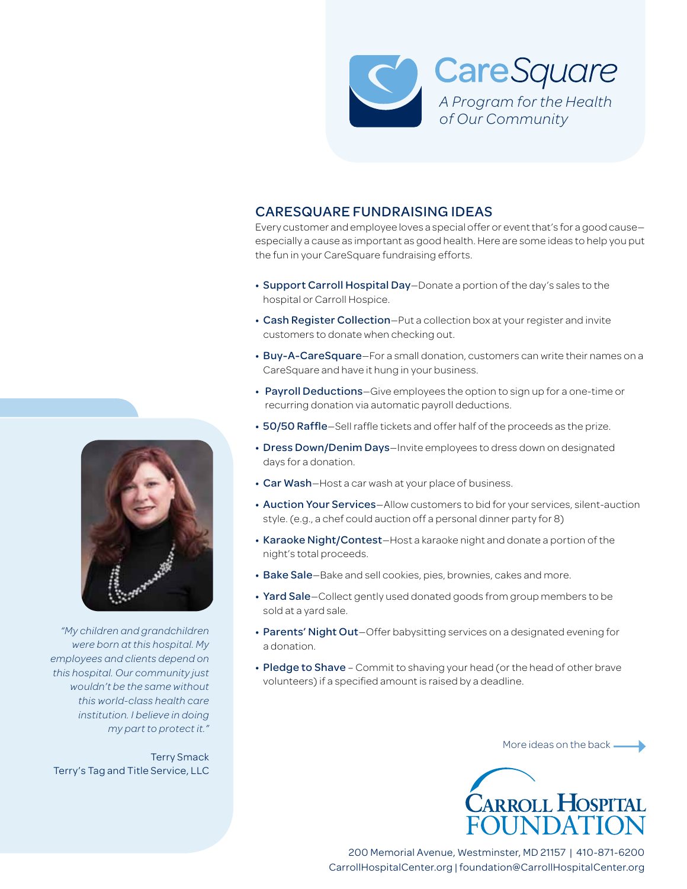# CareSquare

*A Program for the Health of Our Community*

## CARESQUARE FUNDRAISING IDEAS

Every customer and employee loves a special offer or event that's for a good cause—especially a cause as important as good health. Here are some ideas to help you put the fun in your CareSquare fundraising efforts.

- **Support Carroll Hospital Day**—Donate a portion of the day's sales to the hospital or Carroll Hospice.
- **Cash Register Collection**—Put a collection box at your register and invite customers to donate when checking out.
- **Buy-A-CareSquare**—For a small donation, customers can write their names on a CareSquare and have it hung in your business.
- **Payroll Deductions**—Give employees the option to sign up for a one-time or recurring donation via automatic payroll deductions.
- **50/50 Raffle**—Sell raffle tickets and offer half of the proceeds as the prize.
- **Dress Down/Denim Days**—Invite employees to dress down on designated days for a donation.
- **Car Wash**—Host a car wash at your place of business.
- **Auction Your Services**—Allow customers to bid for your services, silent-auction style. (e.g., a chef could auction off a personal dinner party for 8)
- **Karaoke Night/Contest**—Host a karaoke night and donate a portion of the night's total proceeds.
- **Bake Sale**—Bake and sell cookies, pies, brownies, cakes and more.
- **Yard Sale**—Collect gently used donated goods from group members to be sold at a yard sale.
- **Parents' Night Out**—Offer babysitting services on a designated evening for a donation.
- **Pledge to Shave** – Commit to shaving your head (or the head of other brave volunteers) if a specified amount is raised by a deadline.

*"My children and grandchildren were born at this hospital. My employees and clients depend on this hospital. Our community just wouldn't be the same without this world-class health care institution. I believe in doing my part to protect it."*

Terry Smack
Terry's Tag and Title Service, LLC

More ideas on the back →

CARROLL HOSPITAL FOUNDATION

200 Memorial Avenue, Westminster, MD 21157 | 410-871-6200
CarrollHospitalCenter.org | foundation@CarrollHospitalCenter.org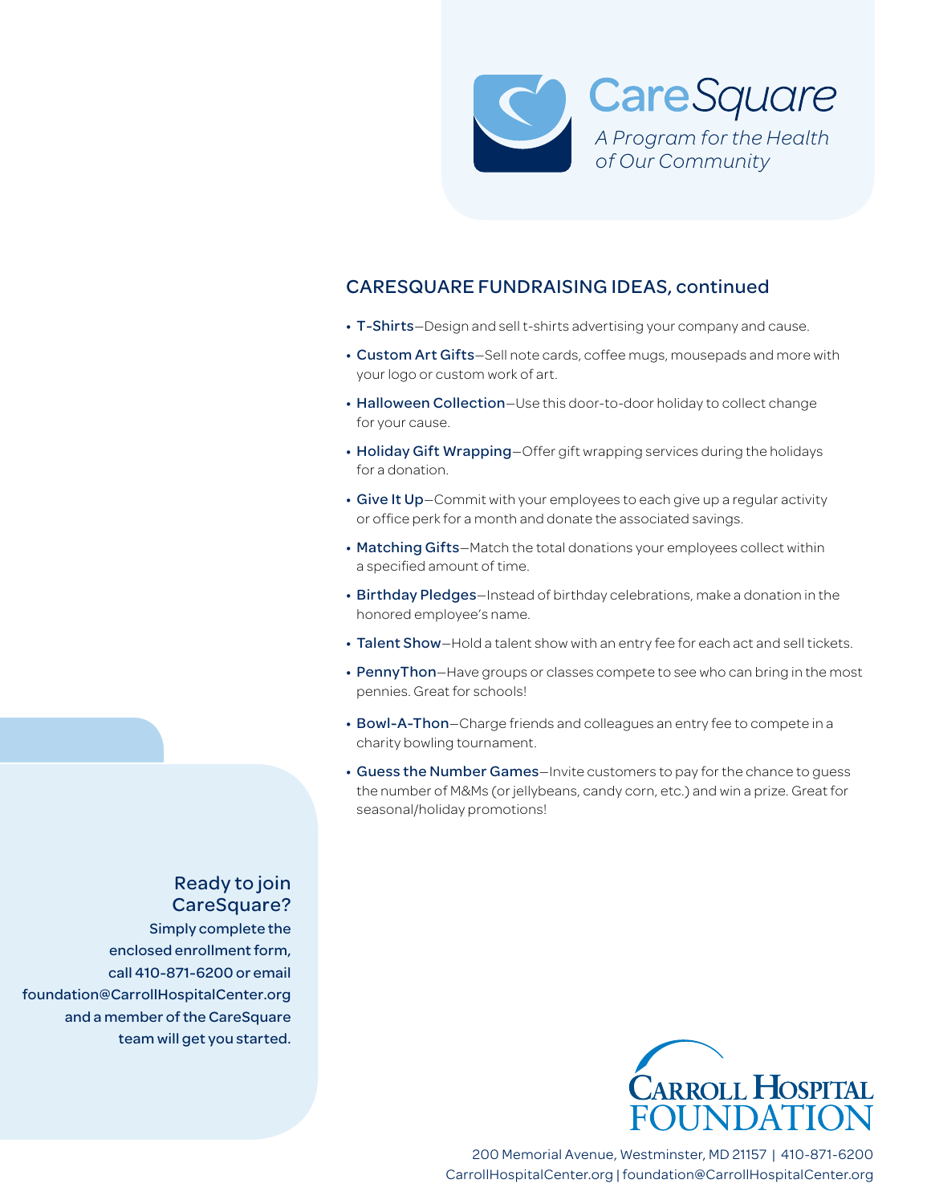# CareSquare

*A Program for the Health of Our Community*

## CARESQUARE FUNDRAISING IDEAS, continued

- **T-Shirts**—Design and sell t-shirts advertising your company and cause.
- **Custom Art Gifts**—Sell note cards, coffee mugs, mousepads and more with your logo or custom work of art.
- **Halloween Collection**—Use this door-to-door holiday to collect change for your cause.
- **Holiday Gift Wrapping**—Offer gift wrapping services during the holidays for a donation.
- **Give It Up**—Commit with your employees to each give up a regular activity or office perk for a month and donate the associated savings.
- **Matching Gifts**—Match the total donations your employees collect within a specified amount of time.
- **Birthday Pledges**—Instead of birthday celebrations, make a donation in the honored employee's name.
- **Talent Show**—Hold a talent show with an entry fee for each act and sell tickets.
- **PennyThon**—Have groups or classes compete to see who can bring in the most pennies. Great for schools!
- **Bowl-A-Thon**—Charge friends and colleagues an entry fee to compete in a charity bowling tournament.
- **Guess the Number Games**—Invite customers to pay for the chance to guess the number of M&Ms (or jellybeans, candy corn, etc.) and win a prize. Great for seasonal/holiday promotions!

### Ready to join CareSquare?

**Simply complete the enclosed enrollment form, call 410-871-6200 or email foundation@CarrollHospitalCenter.org and a member of the CareSquare team will get you started.**

CARROLL HOSPITAL FOUNDATION

200 Memorial Avenue, Westminster, MD 21157 | 410-871-6200
CarrollHospitalCenter.org | foundation@CarrollHospitalCenter.org